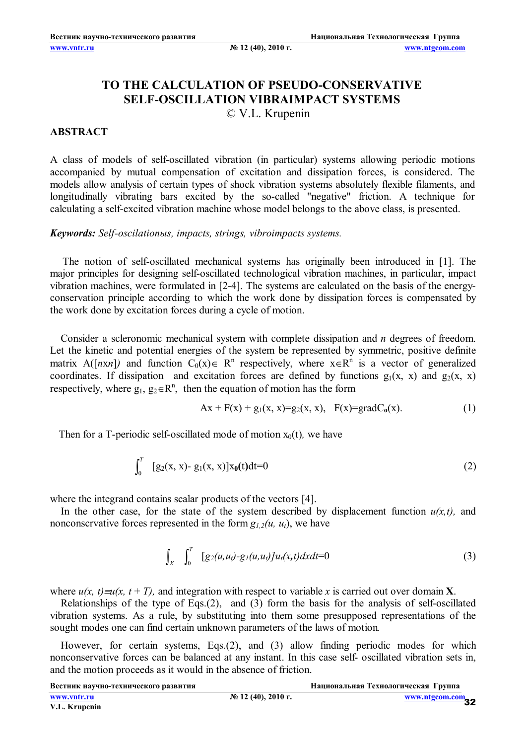# TO THE CALCULATION OF PSEUDO-CONSERVATIVE SELF-OSCILLATION VIBRAIMPACT SYSTEMS

© V.L. Krupenin

## ABSTRACT

A class of models of self-oscillated vibration (in particular) systems allowing periodic motions accompanied by mutual compensation of excitation and dissipation forces, is considered. The models allow analysis of certain types of shock vibration systems absolutely flexible filaments, and longitudinally vibrating bars excited by the so-called "negative" friction. A technique for calculating a self-excited vibration machine whose model belongs to the above class, is presented.

***Keywords:*** *Self-oscilationы, impacts, strings, vibroimpacts systems.*

The notion of self-oscillated mechanical systems has originally been introduced in [1]. The major principles for designing self-oscillated technological vibration machines, in particular, impact vibration machines, were formulated in [2-4]. The systems are calculated on the basis of the energy-conservation principle according to which the work done by dissipation forces is compensated by the work done by excitation forces during a cycle of motion.

Consider a scleronomic mechanical system with complete dissipation and $n$ degrees of freedom. Let the kinetic and potential energies of the system be represented by symmetric, positive definite matrix $A([n\text{x}n])$ and function $C_0(x)\in R^n$ respectively, where $x\in R^n$ is a vector of generalized coordinates. If dissipation and excitation forces are defined by functions $g_1(x, x)$ and $g_2(x, x)$ respectively, where $g_1, g_2\in R^n$, then the equation of motion has the form

$$Ax + F(x) + g_1(x, x)=g_2(x, x), \quad F(x)=\text{grad}C_0(x). \tag{1}$$

Then for a T-periodic self-oscillated mode of motion $x_0(t)$, we have

$$\int_0^T [g_2(x, x)- g_1(x, x)]x_0(t)dt=0 \tag{2}$$

where the integrand contains scalar products of the vectors [4].

In the other case, for the state of the system described by displacement function $u(x,t)$, and nonconscrvative forces represented in the form $g_{1,2}(u, u_t)$, we have

$$\int_X \int_0^T [g_2(u,u_t)-g_1(u,u_t)]u_t(x,t)dxdt=0 \tag{3}$$

where $u(x, t)\equiv u(x, t + T)$, and integration with respect to variable $x$ is carried out over domain **X**.

Relationships of the type of Eqs.(2), and (3) form the basis for the analysis of self-oscillated vibration systems. As a rule, by substituting into them some presupposed representations of the sought modes one can find certain unknown parameters of the laws of motion.

However, for certain systems, Eqs.(2), and (3) allow finding periodic modes for which nonconservative forces can be balanced at any instant. In this case self- oscillated vibration sets in, and the motion proceeds as it would in the absence of friction.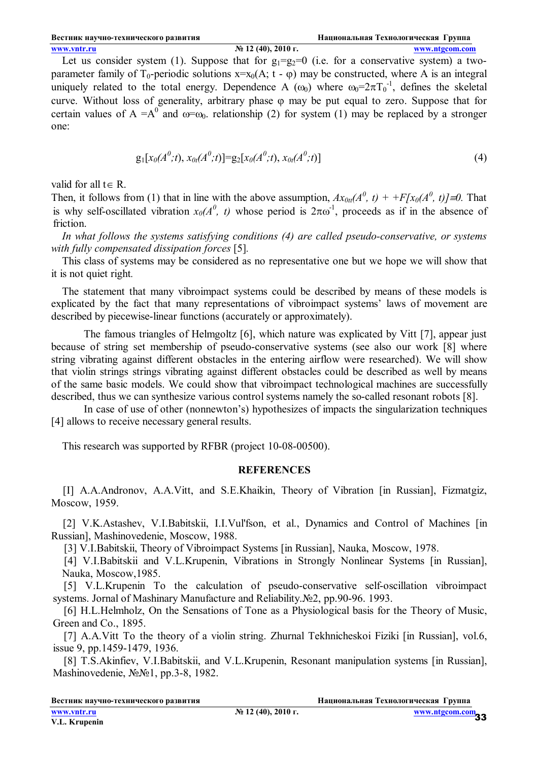Let us consider system (1). Suppose that for $g_1=g_2=0$ (i.e. for a conservative system) a two-parameter family of $T_0$-periodic solutions $x=x_0(A; t - \varphi)$ may be constructed, where A is an integral uniquely related to the total energy. Dependence A ($\omega_0$) where $\omega_0=2\pi T_0^{-1}$, defines the skeletal curve. Without loss of generality, arbitrary phase $\varphi$ may be put equal to zero. Suppose that for certain values of $A = A^0$ and $\omega=\omega_0$. relationship (2) for system (1) may be replaced by a stronger one:

$$g_1[x_0(A^0;t), x_{0t}(A^0;t)]=g_2[x_0(A^0;t), x_{0t}(A^0;t)] \tag{4}$$

valid for all $t\in R$.

Then, it follows from (1) that in line with the above assumption, $Ax_{0tt}(A^0, t) + +F[x_0(A^0, t)]\equiv 0$. That is why self-oscillated vibration $x_0(A^0, t)$ whose period is $2\pi\omega^{-1}$, proceeds as if in the absence of friction.

*In what follows the systems satisfying conditions (4) are called pseudo-conservative, or systems with fully compensated dissipation forces* [5].

This class of systems may be considered as no representative one but we hope we will show that it is not quiet right.

The statement that many vibroimpact systems could be described by means of these models is explicated by the fact that many representations of vibroimpact systems' laws of movement are described by piecewise-linear functions (accurately or approximately).

The famous triangles of Helmgoltz [6], which nature was explicated by Vitt [7], appear just because of string set membership of pseudo-conservative systems (see also our work [8] where string vibrating against different obstacles in the entering airflow were researched). We will show that violin strings strings vibrating against different obstacles could be described as well by means of the same basic models. We could show that vibroimpact technological machines are successfully described, thus we can synthesize various control systems namely the so-called resonant robots [8].

In case of use of other (nonnewton's) hypothesizes of impacts the singularization techniques [4] allows to receive necessary general results.

This research was supported by RFBR (project 10-08-00500).

## REFERENCES

[I] A.A.Andronov, A.A.Vitt, and S.E.Khaikin, Theory of Vibration [in Russian], Fizmatgiz, Moscow, 1959.

[2] V.K.Astashev, V.I.Babitskii, I.I.Vul'fson, et al., Dynamics and Control of Machines [in Russian], Mashinovedenie, Moscow, 1988.

[3] V.I.Babitskii, Theory of Vibroimpact Systems [in Russian], Nauka, Moscow, 1978.

[4] V.I.Babitskii and V.L.Krupenin, Vibrations in Strongly Nonlinear Systems [in Russian], Nauka, Moscow,1985.

[5] V.L.Krupenin To the calculation of pseudo-conservative self-oscillation vibroimpact systems. Jornal of Mashinary Manufacture and Reliability.№2, pp.90-96. 1993.

[6] H.L.Helmholz, On the Sensations of Tone as a Physiological basis for the Theory of Music, Green and Co., 1895.

[7] A.A.Vitt To the theory of a violin string. Zhurnal Tekhnicheskoi Fiziki [in Russian], vol.6, issue 9, pp.1459-1479, 1936.

[8] T.S.Akinfiev, V.I.Babitskii, and V.L.Krupenin, Resonant manipulation systems [in Russian], Mashinovedenie, №№1, pp.3-8, 1982.

V.L. Krupenin